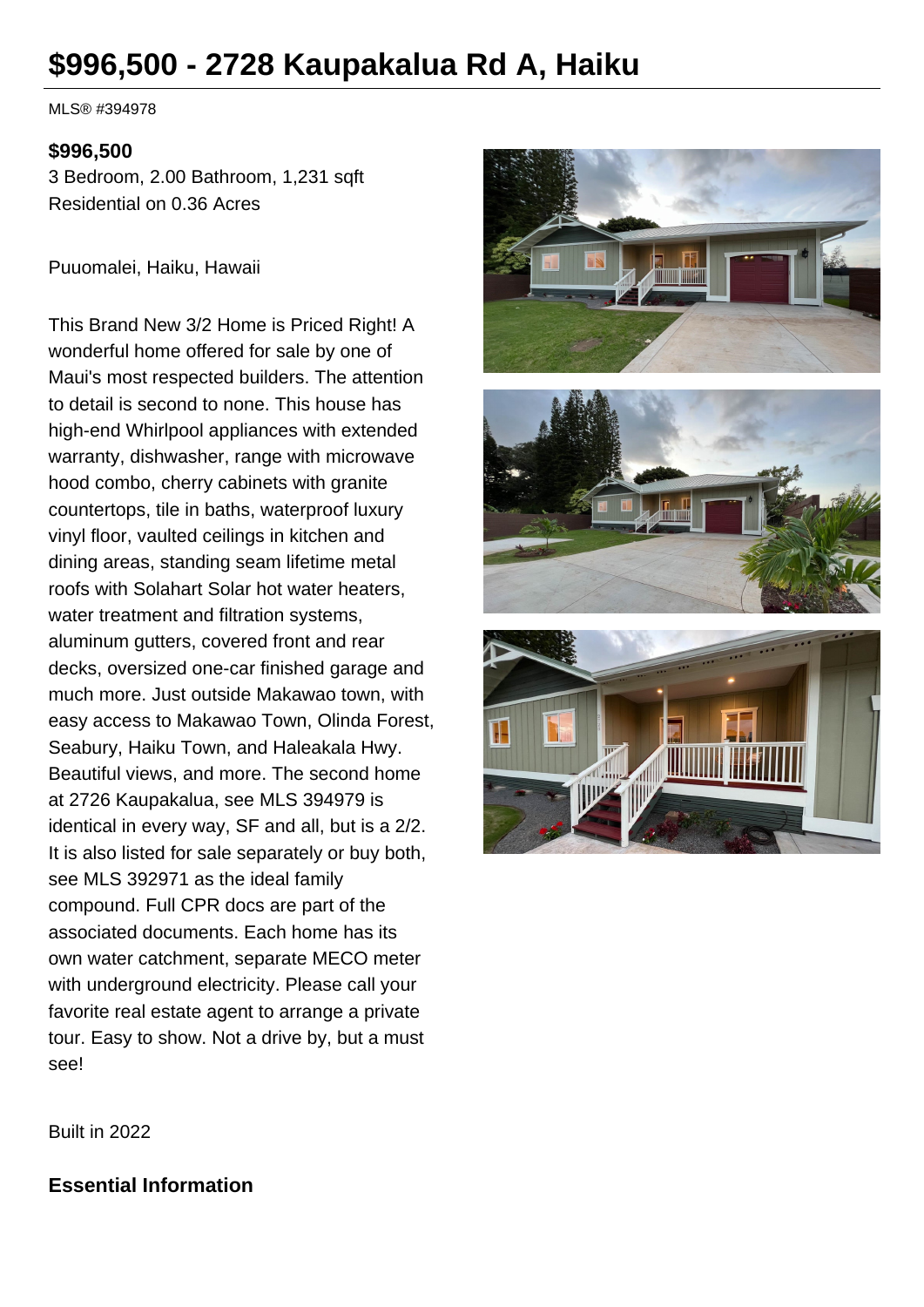# $996,500 - 2728 Kaupakalua Rd A, Haiku

MLS® #394978

**$996,500**

3 Bedroom, 2.00 Bathroom, 1,231 sqft
Residential on 0.36 Acres

Puuomalei, Haiku, Hawaii

This Brand New 3/2 Home is Priced Right! A wonderful home offered for sale by one of Maui's most respected builders. The attention to detail is second to none. This house has high-end Whirlpool appliances with extended warranty, dishwasher, range with microwave hood combo, cherry cabinets with granite countertops, tile in baths, waterproof luxury vinyl floor, vaulted ceilings in kitchen and dining areas, standing seam lifetime metal roofs with Solahart Solar hot water heaters, water treatment and filtration systems, aluminum gutters, covered front and rear decks, oversized one-car finished garage and much more. Just outside Makawao town, with easy access to Makawao Town, Olinda Forest, Seabury, Haiku Town, and Haleakala Hwy. Beautiful views, and more. The second home at 2726 Kaupakalua, see MLS 394979 is identical in every way, SF and all, but is a 2/2. It is also listed for sale separately or buy both, see MLS 392971 as the ideal family compound. Full CPR docs are part of the associated documents. Each home has its own water catchment, separate MECO meter with underground electricity. Please call your favorite real estate agent to arrange a private tour. Easy to show. Not a drive by, but a must see!

Built in 2022

## Essential Information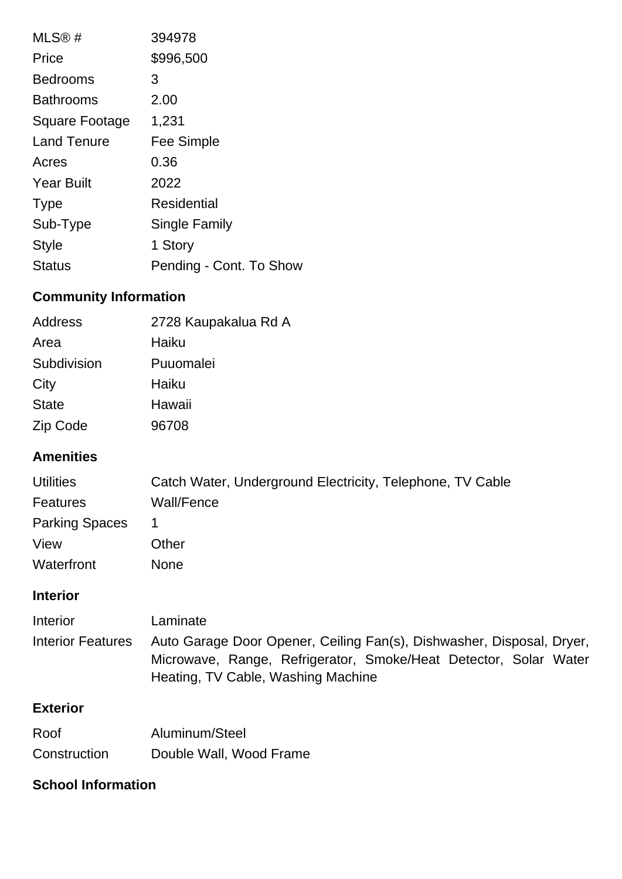| | |
|---|---|
| MLS® # | 394978 |
| Price | $996,500 |
| Bedrooms | 3 |
| Bathrooms | 2.00 |
| Square Footage | 1,231 |
| Land Tenure | Fee Simple |
| Acres | 0.36 |
| Year Built | 2022 |
| Type | Residential |
| Sub-Type | Single Family |
| Style | 1 Story |
| Status | Pending - Cont. To Show |

## Community Information

| | |
|---|---|
| Address | 2728 Kaupakalua Rd A |
| Area | Haiku |
| Subdivision | Puuomalei |
| City | Haiku |
| State | Hawaii |
| Zip Code | 96708 |

## Amenities

| | |
|---|---|
| Utilities | Catch Water, Underground Electricity, Telephone, TV Cable |
| Features | Wall/Fence |
| Parking Spaces | 1 |
| View | Other |
| Waterfront | None |

## Interior

| | |
|---|---|
| Interior | Laminate |
| Interior Features | Auto Garage Door Opener, Ceiling Fan(s), Dishwasher, Disposal, Dryer, Microwave, Range, Refrigerator, Smoke/Heat Detector, Solar Water Heating, TV Cable, Washing Machine |

## Exterior

| | |
|---|---|
| Roof | Aluminum/Steel |
| Construction | Double Wall, Wood Frame |

## School Information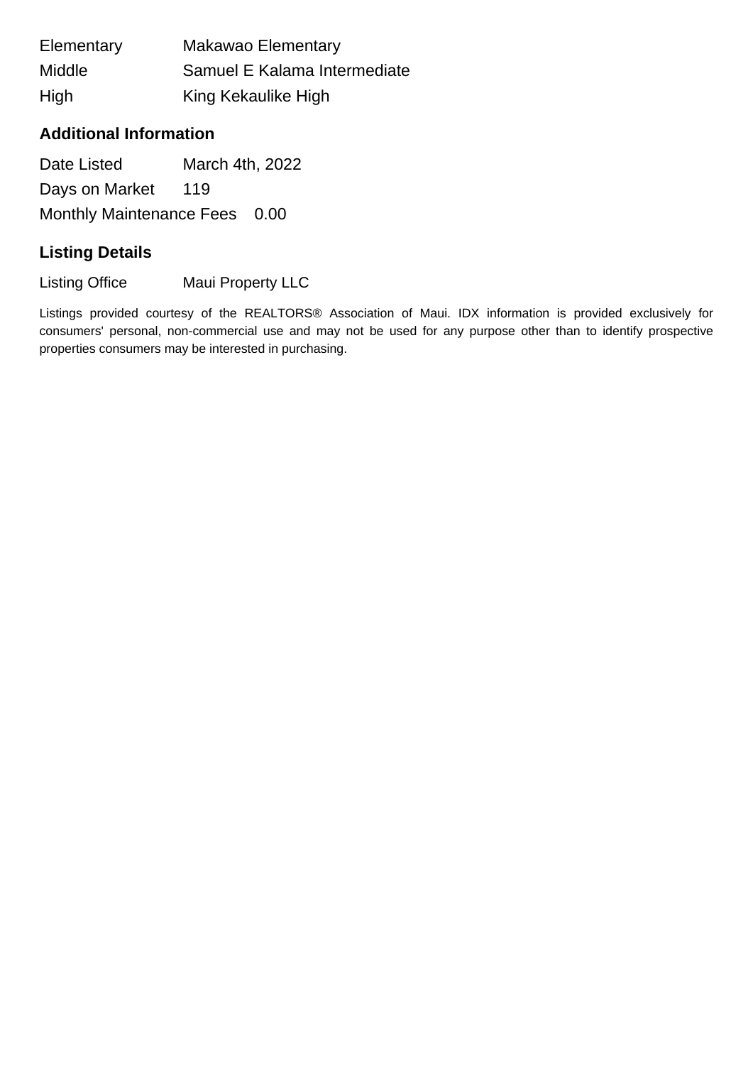| | |
|---|---|
| Elementary | Makawao Elementary |
| Middle | Samuel E Kalama Intermediate |
| High | King Kekaulike High |

### Additional Information

| | |
|---|---|
| Date Listed | March 4th, 2022 |
| Days on Market | 119 |
| Monthly Maintenance Fees | 0.00 |

### Listing Details

| | |
|---|---|
| Listing Office | Maui Property LLC |

Listings provided courtesy of the REALTORS® Association of Maui. IDX information is provided exclusively for consumers' personal, non-commercial use and may not be used for any purpose other than to identify prospective properties consumers may be interested in purchasing.